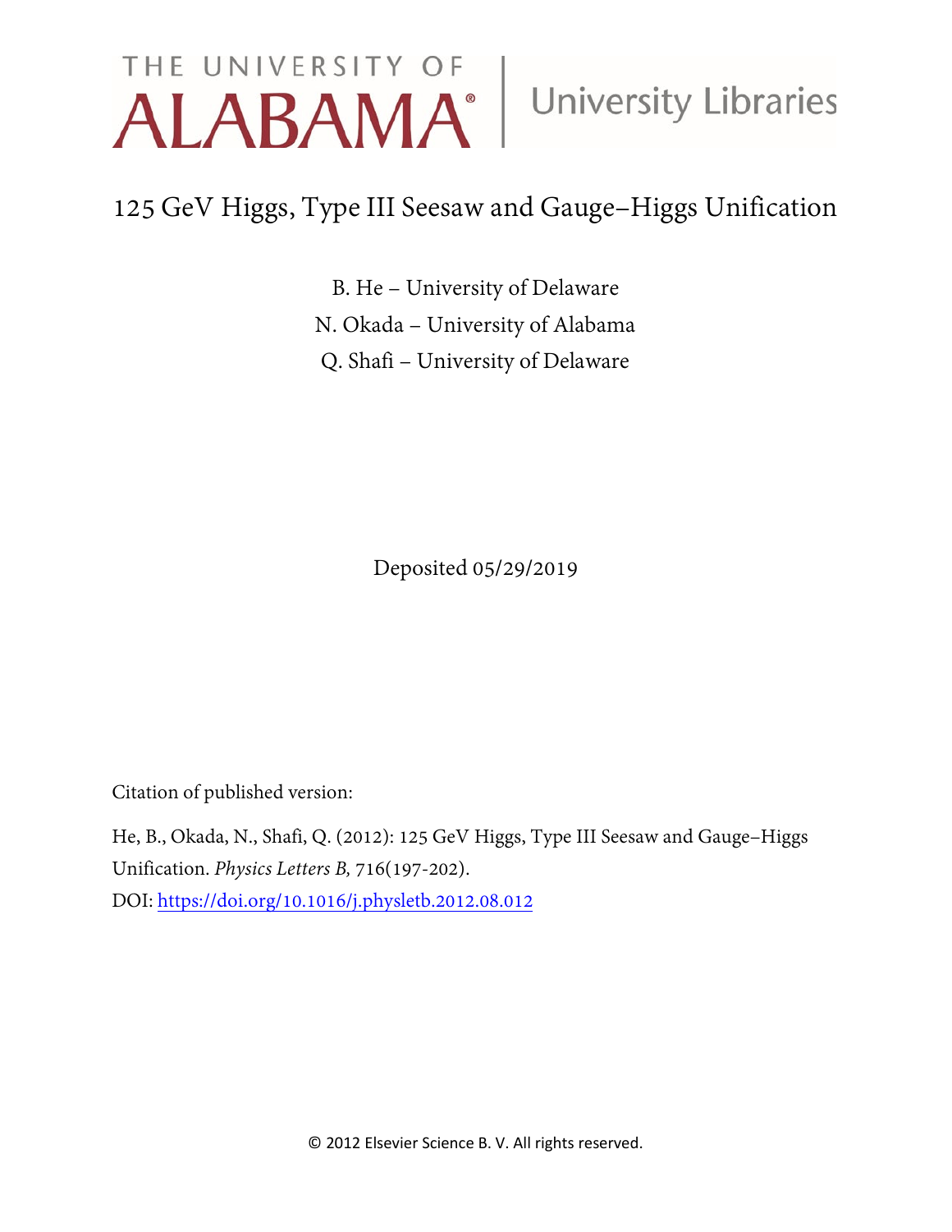THE UNIVERSITY OF ALABAMA | University Libraries

# 125 GeV Higgs, Type III Seesaw and Gauge–Higgs Unification

B. He – University of Delaware

N. Okada – University of Alabama

Q. Shafi – University of Delaware

Deposited 05/29/2019

Citation of published version:

He, B., Okada, N., Shafi, Q. (2012): 125 GeV Higgs, Type III Seesaw and Gauge–Higgs Unification. *Physics Letters B,* 716(197-202).

DOI: https://doi.org/10.1016/j.physletb.2012.08.012

© 2012 Elsevier Science B. V. All rights reserved.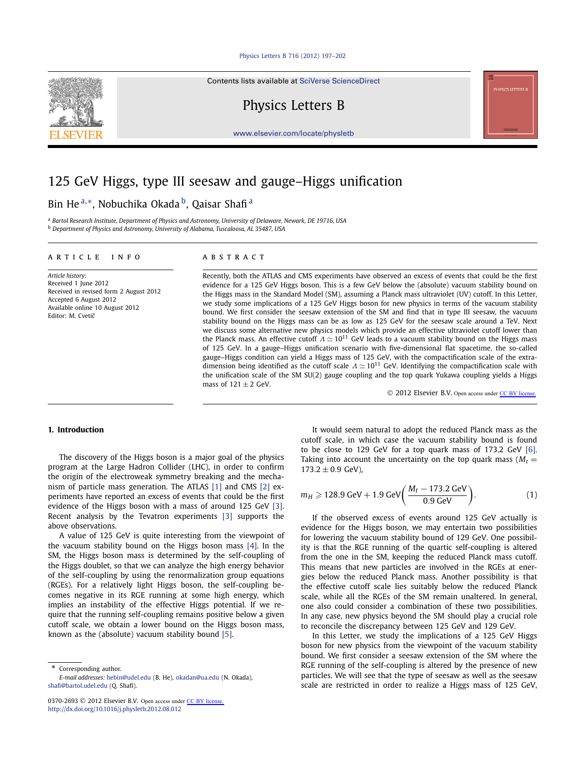# 125 GeV Higgs, type III seesaw and gauge–Higgs unification

Bin He [a,*], Nobuchika Okada [b], Qaisar Shafi [a]

[a] *Bartol Research Institute, Department of Physics and Astronomy, University of Delaware, Newark, DE 19716, USA*
[b] *Department of Physics and Astronomy, University of Alabama, Tuscaloosa, AL 35487, USA*

## ARTICLE INFO

*Article history:*
Received 1 June 2012
Received in revised form 2 August 2012
Accepted 6 August 2012
Available online 10 August 2012
Editor: M. Cvetič

## ABSTRACT

Recently, both the ATLAS and CMS experiments have observed an excess of events that could be the first evidence for a 125 GeV Higgs boson. This is a few GeV below the (absolute) vacuum stability bound on the Higgs mass in the Standard Model (SM), assuming a Planck mass ultraviolet (UV) cutoff. In this Letter, we study some implications of a 125 GeV Higgs boson for new physics in terms of the vacuum stability bound. We first consider the seesaw extension of the SM and find that in type III seesaw, the vacuum stability bound on the Higgs mass can be as low as 125 GeV for the seesaw scale around a TeV. Next we discuss some alternative new physics models which provide an effective ultraviolet cutoff lower than the Planck mass. An effective cutoff $\Lambda \simeq 10^{11}$ GeV leads to a vacuum stability bound on the Higgs mass of 125 GeV. In a gauge–Higgs unification scenario with five-dimensional flat spacetime, the so-called gauge–Higgs condition can yield a Higgs mass of 125 GeV, with the compactification scale of the extra-dimension being identified as the cutoff scale $\Lambda \simeq 10^{11}$ GeV. Identifying the compactification scale with the unification scale of the SM SU(2) gauge coupling and the top quark Yukawa coupling yields a Higgs mass of $121 \pm 2$ GeV.

© 2012 Elsevier B.V. Open access under CC BY license.

## 1. Introduction

The discovery of the Higgs boson is a major goal of the physics program at the Large Hadron Collider (LHC), in order to confirm the origin of the electroweak symmetry breaking and the mechanism of particle mass generation. The ATLAS [1] and CMS [2] experiments have reported an excess of events that could be the first evidence of the Higgs boson with a mass of around 125 GeV [3]. Recent analysis by the Tevatron experiments [3] supports the above observations.

A value of 125 GeV is quite interesting from the viewpoint of the vacuum stability bound on the Higgs boson mass [4]. In the SM, the Higgs boson mass is determined by the self-coupling of the Higgs doublet, so that we can analyze the high energy behavior of the self-coupling by using the renormalization group equations (RGEs). For a relatively light Higgs boson, the self-coupling becomes negative in its RGE running at some high energy, which implies an instability of the effective Higgs potential. If we require that the running self-coupling remains positive below a given cutoff scale, we obtain a lower bound on the Higgs boson mass, known as the (absolute) vacuum stability bound [5].

It would seem natural to adopt the reduced Planck mass as the cutoff scale, in which case the vacuum stability bound is found to be close to 129 GeV for a top quark mass of 173.2 GeV [6]. Taking into account the uncertainty on the top quark mass ($M_t = 173.2 \pm 0.9$ GeV),

$$m_H \geqslant 128.9 \text{ GeV} + 1.9 \text{ GeV}\left(\frac{M_t - 173.2 \text{ GeV}}{0.9 \text{ GeV}}\right). \tag{1}$$

If the observed excess of events around 125 GeV actually is evidence for the Higgs boson, we may entertain two possibilities for lowering the vacuum stability bound of 129 GeV. One possibility is that the RGE running of the quartic self-coupling is altered from the one in the SM, keeping the reduced Planck mass cutoff. This means that new particles are involved in the RGEs at energies below the reduced Planck mass. Another possibility is that the effective cutoff scale lies suitably below the reduced Planck scale, while all the RGEs of the SM remain unaltered. In general, one also could consider a combination of these two possibilities. In any case, new physics beyond the SM should play a crucial role to reconcile the discrepancy between 125 GeV and 129 GeV.

In this Letter, we study the implications of a 125 GeV Higgs boson for new physics from the viewpoint of the vacuum stability bound. We first consider a seesaw extension of the SM where the RGE running of the self-coupling is altered by the presence of new particles. We will see that the type of seesaw as well as the seesaw scale are restricted in order to realize a Higgs mass of 125 GeV,

---

\* Corresponding author.
*E-mail addresses:* hebin@udel.edu (B. He), okadan@ua.edu (N. Okada), shafi@bartol.udel.edu (Q. Shafi).

0370-2693 © 2012 Elsevier B.V. Open access under CC BY license.
http://dx.doi.org/10.1016/j.physletb.2012.08.012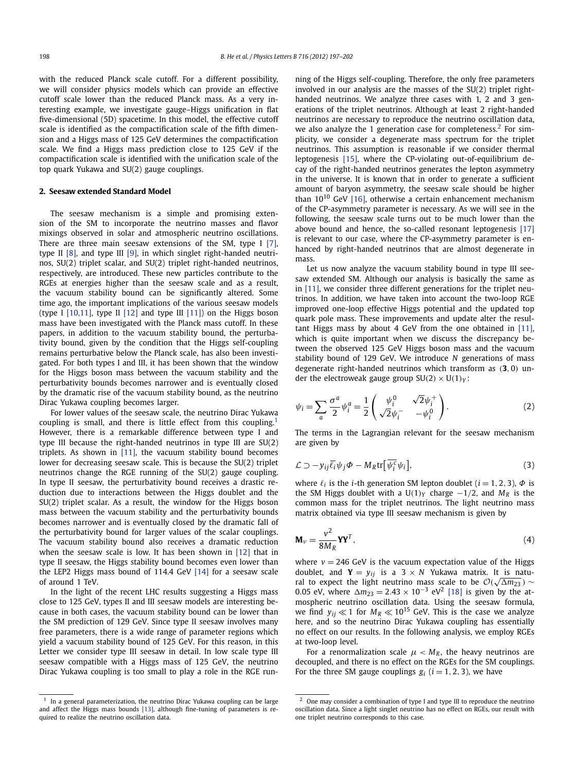with the reduced Planck scale cutoff. For a different possibility, we will consider physics models which can provide an effective cutoff scale lower than the reduced Planck mass. As a very interesting example, we investigate gauge–Higgs unification in flat five-dimensional (5D) spacetime. In this model, the effective cutoff scale is identified as the compactification scale of the fifth dimension and a Higgs mass of 125 GeV determines the compactification scale. We find a Higgs mass prediction close to 125 GeV if the compactification scale is identified with the unification scale of the top quark Yukawa and SU(2) gauge couplings.

## 2. Seesaw extended Standard Model

The seesaw mechanism is a simple and promising extension of the SM to incorporate the neutrino masses and flavor mixings observed in solar and atmospheric neutrino oscillations. There are three main seesaw extensions of the SM, type I [7], type II [8], and type III [9], in which singlet right-handed neutrinos, SU(2) triplet scalar, and SU(2) triplet right-handed neutrinos, respectively, are introduced. These new particles contribute to the RGEs at energies higher than the seesaw scale and as a result, the vacuum stability bound can be significantly altered. Some time ago, the important implications of the various seesaw models (type I [10,11], type II [12] and type III [11]) on the Higgs boson mass have been investigated with the Planck mass cutoff. In these papers, in addition to the vacuum stability bound, the perturbativity bound, given by the condition that the Higgs self-coupling remains perturbative below the Planck scale, has also been investigated. For both types I and III, it has been shown that the window for the Higgs boson mass between the vacuum stability and the perturbativity bounds becomes narrower and is eventually closed by the dramatic rise of the vacuum stability bound, as the neutrino Dirac Yukawa coupling becomes larger.

For lower values of the seesaw scale, the neutrino Dirac Yukawa coupling is small, and there is little effect from this coupling.[1] However, there is a remarkable difference between type I and type III because the right-handed neutrinos in type III are SU(2) triplets. As shown in [11], the vacuum stability bound becomes lower for decreasing seesaw scale. This is because the SU(2) triplet neutrinos change the RGE running of the SU(2) gauge coupling. In type II seesaw, the perturbativity bound receives a drastic reduction due to interactions between the Higgs doublet and the SU(2) triplet scalar. As a result, the window for the Higgs boson mass between the vacuum stability and the perturbativity bounds becomes narrower and is eventually closed by the dramatic fall of the perturbativity bound for larger values of the scalar couplings. The vacuum stability bound also receives a dramatic reduction when the seesaw scale is low. It has been shown in [12] that in type II seesaw, the Higgs stability bound becomes even lower than the LEP2 Higgs mass bound of 114.4 GeV [14] for a seesaw scale of around 1 TeV.

In the light of the recent LHC results suggesting a Higgs mass close to 125 GeV, types II and III seesaw models are interesting because in both cases, the vacuum stability bound can be lower than the SM prediction of 129 GeV. Since type II seesaw involves many free parameters, there is a wide range of parameter regions which yield a vacuum stability bound of 125 GeV. For this reason, in this Letter we consider type III seesaw in detail. In low scale type III seesaw compatible with a Higgs mass of 125 GeV, the neutrino Dirac Yukawa coupling is too small to play a role in the RGE running of the Higgs self-coupling. Therefore, the only free parameters involved in our analysis are the masses of the SU(2) triplet right-handed neutrinos. We analyze three cases with 1, 2 and 3 generations of the triplet neutrinos. Although at least 2 right-handed neutrinos are necessary to reproduce the neutrino oscillation data, we also analyze the 1 generation case for completeness.[2] For simplicity, we consider a degenerate mass spectrum for the triplet neutrinos. This assumption is reasonable if we consider thermal leptogenesis [15], where the CP-violating out-of-equilibrium decay of the right-handed neutrinos generates the lepton asymmetry in the universe. It is known that in order to generate a sufficient amount of baryon asymmetry, the seesaw scale should be higher than $10^{10}$ GeV [16], otherwise a certain enhancement mechanism of the CP-asymmetry parameter is necessary. As we will see in the following, the seesaw scale turns out to be much lower than the above bound and hence, the so-called resonant leptogenesis [17] is relevant to our case, where the CP-asymmetry parameter is enhanced by right-handed neutrinos that are almost degenerate in mass.

Let us now analyze the vacuum stability bound in type III seesaw extended SM. Although our analysis is basically the same as in [11], we consider three different generations for the triplet neutrinos. In addition, we have taken into account the two-loop RGE improved one-loop effective Higgs potential and the updated top quark pole mass. These improvements and update alter the resultant Higgs mass by about 4 GeV from the one obtained in [11], which is quite important when we discuss the discrepancy between the observed 125 GeV Higgs boson mass and the vacuum stability bound of 129 GeV. We introduce $N$ generations of mass degenerate right-handed neutrinos which transform as $(\mathbf{3}, 0)$ under the electroweak gauge group $SU(2) \times U(1)_Y$:

$$\psi_i = \sum_a \frac{\sigma^a}{2} \psi_i^a = \frac{1}{2} \begin{pmatrix} \psi_i^0 & \sqrt{2}\psi_i^+ \\ \sqrt{2}\psi_i^- & -\psi_i^0 \end{pmatrix}. \tag{2}$$

The terms in the Lagrangian relevant for the seesaw mechanism are given by

$$\mathcal{L} \supset -y_{ij} \overline{\ell_i} \psi_j \Phi - M_R \mathrm{tr}\left[\overline{\psi_i^c} \psi_i\right], \tag{3}$$

where $\ell_i$ is the $i$-th generation SM lepton doublet ($i = 1, 2, 3$), $\Phi$ is the SM Higgs doublet with a $U(1)_Y$ charge $-1/2$, and $M_R$ is the common mass for the triplet neutrinos. The light neutrino mass matrix obtained via type III seesaw mechanism is given by

$$\mathbf{M}_\nu = \frac{v^2}{8M_R} \mathbf{Y}\mathbf{Y}^T, \tag{4}$$

where $v = 246$ GeV is the vacuum expectation value of the Higgs doublet, and $\mathbf{Y} = y_{ij}$ is a $3 \times N$ Yukawa matrix. It is natural to expect the light neutrino mass scale to be $\mathcal{O}(\sqrt{\Delta m_{23}}) \sim 0.05$ eV, where $\Delta m_{23} = 2.43 \times 10^{-3}$ eV$^2$ [18] is given by the atmospheric neutrino oscillation data. Using the seesaw formula, we find $y_{ij} \ll 1$ for $M_R \ll 10^{15}$ GeV. This is the case we analyze here, and so the neutrino Dirac Yukawa coupling has essentially no effect on our results. In the following analysis, we employ RGEs at two-loop level.

For a renormalization scale $\mu < M_R$, the heavy neutrinos are decoupled, and there is no effect on the RGEs for the SM couplings. For the three SM gauge couplings $g_i$ ($i = 1, 2, 3$), we have

---

[1] In a general parameterization, the neutrino Dirac Yukawa coupling can be large and affect the Higgs mass bounds [13], although fine-tuning of parameters is required to realize the neutrino oscillation data.

[2] One may consider a combination of type I and type III to reproduce the neutrino oscillation data. Since a light singlet neutrino has no effect on RGEs, our result with one triplet neutrino corresponds to this case.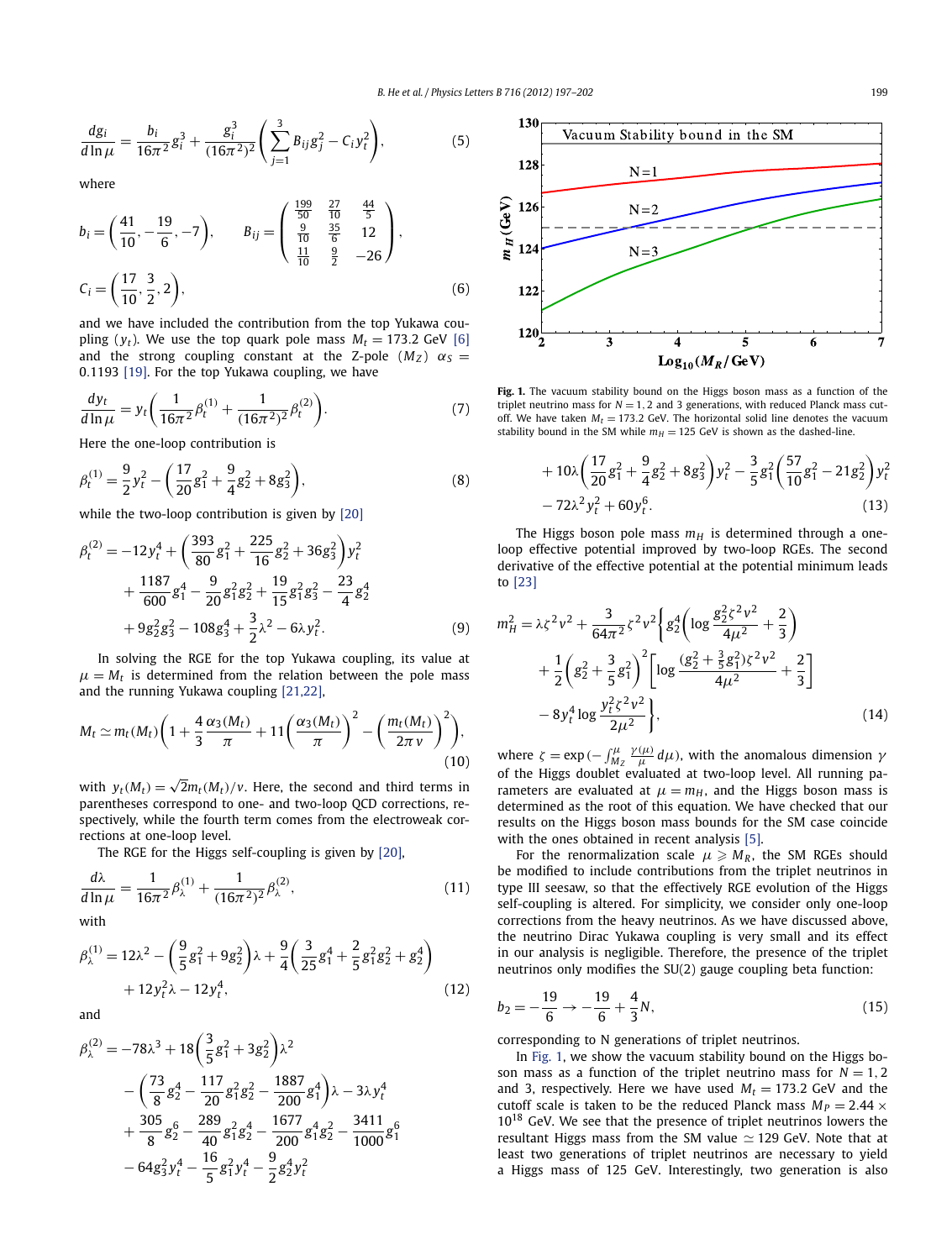$$\frac{dg_i}{d\ln\mu} = \frac{b_i}{16\pi^2}g_i^3 + \frac{g_i^3}{(16\pi^2)^2}\left(\sum_{j=1}^{3} B_{ij}g_j^2 - C_i y_t^2\right), \tag{5}$$

where

$$b_i = \left(\frac{41}{10}, -\frac{19}{6}, -7\right), \qquad B_{ij} = \begin{pmatrix} \frac{199}{50} & \frac{27}{10} & \frac{44}{5} \\ \frac{9}{10} & \frac{35}{6} & 12 \\ \frac{11}{10} & \frac{9}{2} & -26 \end{pmatrix},$$

$$C_i = \left(\frac{17}{10}, \frac{3}{2}, 2\right), \tag{6}$$

and we have included the contribution from the top Yukawa coupling ($y_t$). We use the top quark pole mass $M_t = 173.2$ GeV [6] and the strong coupling constant at the Z-pole ($M_Z$) $\alpha_S = 0.1193$ [19]. For the top Yukawa coupling, we have

$$\frac{dy_t}{d\ln\mu} = y_t\left(\frac{1}{16\pi^2}\beta_t^{(1)} + \frac{1}{(16\pi^2)^2}\beta_t^{(2)}\right). \tag{7}$$

Here the one-loop contribution is

$$\beta_t^{(1)} = \frac{9}{2}y_t^2 - \left(\frac{17}{20}g_1^2 + \frac{9}{4}g_2^2 + 8g_3^2\right), \tag{8}$$

while the two-loop contribution is given by [20]

$$\begin{aligned}\beta_t^{(2)} = &-12y_t^4 + \left(\frac{393}{80}g_1^2 + \frac{225}{16}g_2^2 + 36g_3^2\right)y_t^2 \\ &+ \frac{1187}{600}g_1^4 - \frac{9}{20}g_1^2g_2^2 + \frac{19}{15}g_1^2g_3^2 - \frac{23}{4}g_2^4 \\ &+ 9g_2^2g_3^2 - 108g_3^4 + \frac{3}{2}\lambda^2 - 6\lambda y_t^2.\end{aligned} \tag{9}$$

In solving the RGE for the top Yukawa coupling, its value at $\mu = M_t$ is determined from the relation between the pole mass and the running Yukawa coupling [21,22],

$$M_t \simeq m_t(M_t)\left(1 + \frac{4}{3}\frac{\alpha_3(M_t)}{\pi} + 11\left(\frac{\alpha_3(M_t)}{\pi}\right)^2 - \left(\frac{m_t(M_t)}{2\pi v}\right)^2\right), \tag{10}$$

with $y_t(M_t) = \sqrt{2}m_t(M_t)/v$. Here, the second and third terms in parentheses correspond to one- and two-loop QCD corrections, respectively, while the fourth term comes from the electroweak corrections at one-loop level.

The RGE for the Higgs self-coupling is given by [20],

$$\frac{d\lambda}{d\ln\mu} = \frac{1}{16\pi^2}\beta_\lambda^{(1)} + \frac{1}{(16\pi^2)^2}\beta_\lambda^{(2)}, \tag{11}$$

with

$$\begin{aligned}\beta_\lambda^{(1)} = &12\lambda^2 - \left(\frac{9}{5}g_1^2 + 9g_2^2\right)\lambda + \frac{9}{4}\left(\frac{3}{25}g_1^4 + \frac{2}{5}g_1^2g_2^2 + g_2^4\right) \\ &+ 12y_t^2\lambda - 12y_t^4,\end{aligned} \tag{12}$$

and

$$\begin{aligned}\beta_\lambda^{(2)} = &-78\lambda^3 + 18\left(\frac{3}{5}g_1^2 + 3g_2^2\right)\lambda^2 \\ &- \left(\frac{73}{8}g_2^4 - \frac{117}{20}g_1^2g_2^2 - \frac{1887}{200}g_1^4\right)\lambda - 3\lambda y_t^4 \\ &+ \frac{305}{8}g_2^6 - \frac{289}{40}g_1^2g_2^4 - \frac{1677}{200}g_1^4g_2^2 - \frac{3411}{1000}g_1^6 \\ &- 64g_3^2y_t^4 - \frac{16}{5}g_1^2y_t^4 - \frac{9}{2}g_2^4y_t^2 \\ &+ 10\lambda\left(\frac{17}{20}g_1^2 + \frac{9}{4}g_2^2 + 8g_3^2\right)y_t^2 - \frac{3}{5}g_1^2\left(\frac{57}{10}g_1^2 - 21g_2^2\right)y_t^2 \\ &- 72\lambda^2y_t^2 + 60y_t^6.\end{aligned} \tag{13}$$

**Fig. 1.** The vacuum stability bound on the Higgs boson mass as a function of the triplet neutrino mass for $N = 1, 2$ and 3 generations, with reduced Planck mass cutoff. We have taken $M_t = 173.2$ GeV. The horizontal solid line denotes the vacuum stability bound in the SM while $m_H = 125$ GeV is shown as the dashed-line.

The Higgs boson pole mass $m_H$ is determined through a one-loop effective potential improved by two-loop RGEs. The second derivative of the effective potential at the potential minimum leads to [23]

$$\begin{aligned}m_H^2 = &\lambda\zeta^2v^2 + \frac{3}{64\pi^2}\zeta^2v^2\left\{g_2^4\left(\log\frac{g_2^2\zeta^2v^2}{4\mu^2} + \frac{2}{3}\right)\right. \\ &+ \frac{1}{2}\left(g_2^2 + \frac{3}{5}g_1^2\right)^2\left[\log\frac{(g_2^2 + \frac{3}{5}g_1^2)\zeta^2v^2}{4\mu^2} + \frac{2}{3}\right] \\ &\left. - 8y_t^4\log\frac{y_t^2\zeta^2v^2}{2\mu^2}\right\},\end{aligned} \tag{14}$$

where $\zeta = \exp(-\int_{M_Z}^{\mu}\frac{\gamma(\mu)}{\mu}d\mu)$, with the anomalous dimension $\gamma$ of the Higgs doublet evaluated at two-loop level. All running parameters are evaluated at $\mu = m_H$, and the Higgs boson mass is determined as the root of this equation. We have checked that our results on the Higgs boson mass bounds for the SM case coincide with the ones obtained in recent analysis [5].

For the renormalization scale $\mu \geqslant M_R$, the SM RGEs should be modified to include contributions from the triplet neutrinos in type III seesaw, so that the effectively RGE evolution of the Higgs self-coupling is altered. For simplicity, we consider only one-loop corrections from the heavy neutrinos. As we have discussed above, the neutrino Dirac Yukawa coupling is very small and its effect in our analysis is negligible. Therefore, the presence of the triplet neutrinos only modifies the SU(2) gauge coupling beta function:

$$b_2 = -\frac{19}{6} \to -\frac{19}{6} + \frac{4}{3}N, \tag{15}$$

corresponding to N generations of triplet neutrinos.

In Fig. 1, we show the vacuum stability bound on the Higgs boson mass as a function of the triplet neutrino mass for $N = 1, 2$ and 3, respectively. Here we have used $M_t = 173.2$ GeV and the cutoff scale is taken to be the reduced Planck mass $M_P = 2.44 \times 10^{18}$ GeV. We see that the presence of triplet neutrinos lowers the resultant Higgs mass from the SM value $\simeq 129$ GeV. Note that at least two generations of triplet neutrinos are necessary to yield a Higgs mass of 125 GeV. Interestingly, two generation is also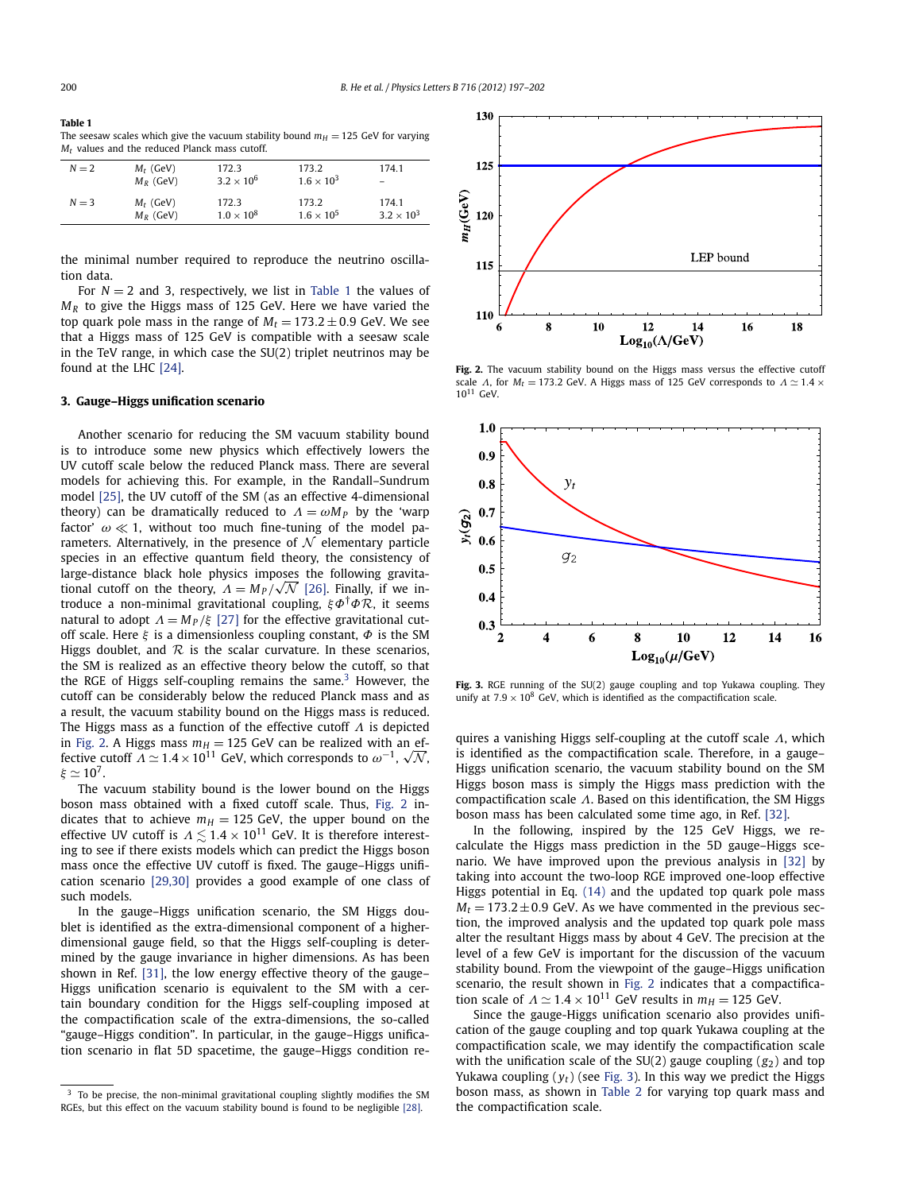**Table 1**
The seesaw scales which give the vacuum stability bound $m_H = 125$ GeV for varying $M_t$ values and the reduced Planck mass cutoff.

| | | | | |
|---|---|---|---|---|
| $N = 2$ | $M_t$ (GeV) | 172.3 | 173.2 | 174.1 |
| | $M_R$ (GeV) | $3.2 \times 10^6$ | $1.6 \times 10^3$ | – |
| $N = 3$ | $M_t$ (GeV) | 172.3 | 173.2 | 174.1 |
| | $M_R$ (GeV) | $1.0 \times 10^8$ | $1.6 \times 10^5$ | $3.2 \times 10^3$ |

the minimal number required to reproduce the neutrino oscillation data.

For $N = 2$ and 3, respectively, we list in Table 1 the values of $M_R$ to give the Higgs mass of 125 GeV. Here we have varied the top quark pole mass in the range of $M_t = 173.2 \pm 0.9$ GeV. We see that a Higgs mass of 125 GeV is compatible with a seesaw scale in the TeV range, in which case the SU(2) triplet neutrinos may be found at the LHC [24].

## 3. Gauge–Higgs unification scenario

Another scenario for reducing the SM vacuum stability bound is to introduce some new physics which effectively lowers the UV cutoff scale below the reduced Planck mass. There are several models for achieving this. For example, in the Randall–Sundrum model [25], the UV cutoff of the SM (as an effective 4-dimensional theory) can be dramatically reduced to $\Lambda = \omega M_P$ by the 'warp factor' $\omega \ll 1$, without too much fine-tuning of the model parameters. Alternatively, in the presence of $\mathcal{N}$ elementary particle species in an effective quantum field theory, the consistency of large-distance black hole physics imposes the following gravitational cutoff on the theory, $\Lambda = M_P/\sqrt{\mathcal{N}}$ [26]. Finally, if we introduce a non-minimal gravitational coupling, $\xi \Phi^\dagger \Phi \mathcal{R}$, it seems natural to adopt $\Lambda = M_P/\xi$ [27] for the effective gravitational cutoff scale. Here $\xi$ is a dimensionless coupling constant, $\Phi$ is the SM Higgs doublet, and $\mathcal{R}$ is the scalar curvature. In these scenarios, the SM is realized as an effective theory below the cutoff, so that the RGE of Higgs self-coupling remains the same.[3] However, the cutoff can be considerably below the reduced Planck mass and as a result, the vacuum stability bound on the Higgs mass is reduced. The Higgs mass as a function of the effective cutoff $\Lambda$ is depicted in Fig. 2. A Higgs mass $m_H = 125$ GeV can be realized with an effective cutoff $\Lambda \simeq 1.4 \times 10^{11}$ GeV, which corresponds to $\omega^{-1}$, $\sqrt{\mathcal{N}}$, $\xi \simeq 10^7$.

The vacuum stability bound is the lower bound on the Higgs boson mass obtained with a fixed cutoff scale. Thus, Fig. 2 indicates that to achieve $m_H = 125$ GeV, the upper bound on the effective UV cutoff is $\Lambda \lesssim 1.4 \times 10^{11}$ GeV. It is therefore interesting to see if there exists models which can predict the Higgs boson mass once the effective UV cutoff is fixed. The gauge–Higgs unification scenario [29,30] provides a good example of one class of such models.

In the gauge–Higgs unification scenario, the SM Higgs doublet is identified as the extra-dimensional component of a higher-dimensional gauge field, so that the Higgs self-coupling is determined by the gauge invariance in higher dimensions. As has been shown in Ref. [31], the low energy effective theory of the gauge–Higgs unification scenario is equivalent to the SM with a certain boundary condition for the Higgs self-coupling imposed at the compactification scale of the extra-dimensions, the so-called "gauge–Higgs condition". In particular, in the gauge–Higgs unification scenario in flat 5D spacetime, the gauge–Higgs condition requires a vanishing Higgs self-coupling at the cutoff scale $\Lambda$, which is identified as the compactification scale. Therefore, in a gauge–Higgs unification scenario, the vacuum stability bound on the SM Higgs boson mass is simply the Higgs mass prediction with the compactification scale $\Lambda$. Based on this identification, the SM Higgs boson mass has been calculated some time ago, in Ref. [32].

In the following, inspired by the 125 GeV Higgs, we recalculate the Higgs mass prediction in the 5D gauge–Higgs scenario. We have improved upon the previous analysis in [32] by taking into account the two-loop RGE improved one-loop effective Higgs potential in Eq. (14) and the updated top quark pole mass $M_t = 173.2 \pm 0.9$ GeV. As we have commented in the previous section, the improved analysis and the updated top quark pole mass alter the resultant Higgs mass by about 4 GeV. The precision at the level of a few GeV is important for the discussion of the vacuum stability bound. From the viewpoint of the gauge–Higgs unification scenario, the result shown in Fig. 2 indicates that a compactification scale of $\Lambda \simeq 1.4 \times 10^{11}$ GeV results in $m_H = 125$ GeV.

Since the gauge–Higgs unification scenario also provides unification of the gauge coupling and top quark Yukawa coupling at the compactification scale, we may identify the compactification scale with the unification scale of the SU(2) gauge coupling ($g_2$) and top Yukawa coupling ($y_t$) (see Fig. 3). In this way we predict the Higgs boson mass, as shown in Table 2 for varying top quark mass and the compactification scale.

**Fig. 2.** The vacuum stability bound on the Higgs mass versus the effective cutoff scale $\Lambda$, for $M_t = 173.2$ GeV. A Higgs mass of 125 GeV corresponds to $\Lambda \simeq 1.4 \times 10^{11}$ GeV.

**Fig. 3.** RGE running of the SU(2) gauge coupling and top Yukawa coupling. They unify at $7.9 \times 10^8$ GeV, which is identified as the compactification scale.

[3] To be precise, the non-minimal gravitational coupling slightly modifies the SM RGEs, but this effect on the vacuum stability bound is found to be negligible [28].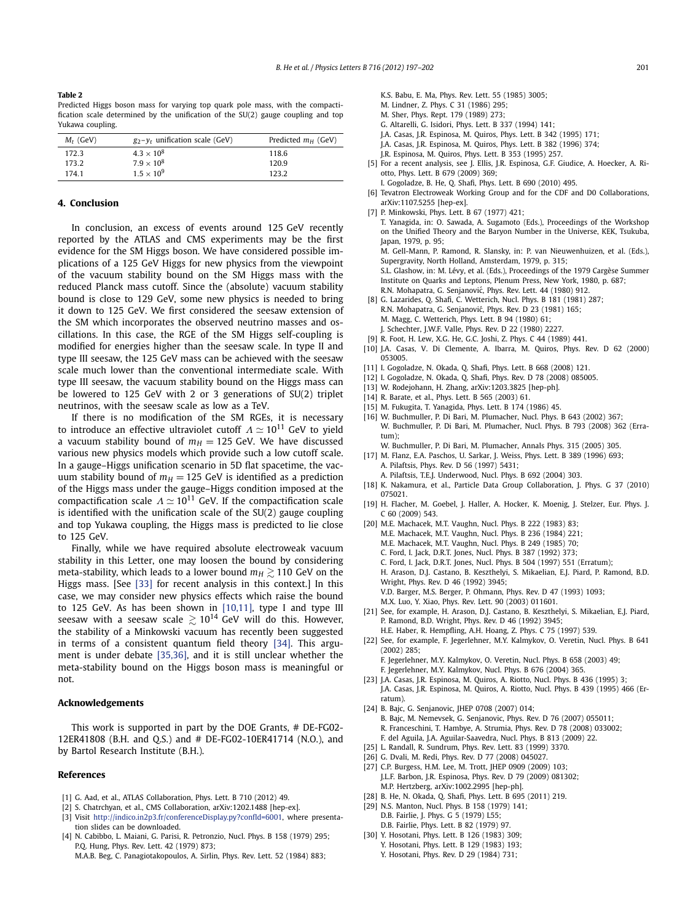**Table 2**
Predicted Higgs boson mass for varying top quark pole mass, with the compactification scale determined by the unification of the SU(2) gauge coupling and top Yukawa coupling.

| $M_t$ (GeV) | $g_2$–$y_t$ unification scale (GeV) | Predicted $m_H$ (GeV) |
|---|---|---|
| 172.3 | $4.3 \times 10^8$ | 118.6 |
| 173.2 | $7.9 \times 10^8$ | 120.9 |
| 174.1 | $1.5 \times 10^9$ | 123.2 |

## 4. Conclusion

In conclusion, an excess of events around 125 GeV recently reported by the ATLAS and CMS experiments may be the first evidence for the SM Higgs boson. We have considered possible implications of a 125 GeV Higgs for new physics from the viewpoint of the vacuum stability bound on the SM Higgs mass with the reduced Planck mass cutoff. Since the (absolute) vacuum stability bound is close to 129 GeV, some new physics is needed to bring it down to 125 GeV. We first considered the seesaw extension of the SM which incorporates the observed neutrino masses and oscillations. In this case, the RGE of the SM Higgs self-coupling is modified for energies higher than the seesaw scale. In type II and type III seesaw, the 125 GeV mass can be achieved with the seesaw scale much lower than the conventional intermediate scale. With type III seesaw, the vacuum stability bound on the Higgs mass can be lowered to 125 GeV with 2 or 3 generations of SU(2) triplet neutrinos, with the seesaw scale as low as a TeV.

If there is no modification of the SM RGEs, it is necessary to introduce an effective ultraviolet cutoff $\Lambda \simeq 10^{11}$ GeV to yield a vacuum stability bound of $m_H = 125$ GeV. We have discussed various new physics models which provide such a low cutoff scale. In a gauge–Higgs unification scenario in 5D flat spacetime, the vacuum stability bound of $m_H = 125$ GeV is identified as a prediction of the Higgs mass under the gauge–Higgs condition imposed at the compactification scale $\Lambda \simeq 10^{11}$ GeV. If the compactification scale is identified with the unification scale of the SU(2) gauge coupling and top Yukawa coupling, the Higgs mass is predicted to lie close to 125 GeV.

Finally, while we have required absolute electroweak vacuum stability in this Letter, one may loosen the bound by considering meta-stability, which leads to a lower bound $m_H \gtrsim 110$ GeV on the Higgs mass. [See [33] for recent analysis in this context.] In this case, we may consider new physics effects which raise the bound to 125 GeV. As has been shown in [10,11], type I and type III seesaw with a seesaw scale $\gtrsim 10^{14}$ GeV will do this. However, the stability of a Minkowski vacuum has recently been suggested in terms of a consistent quantum field theory [34]. This argument is under debate [35,36], and it is still unclear whether the meta-stability bound on the Higgs boson mass is meaningful or not.

## Acknowledgements

This work is supported in part by the DOE Grants, # DE-FG02-12ER41808 (B.H. and Q.S.) and # DE-FG02-10ER41714 (N.O.), and by Bartol Research Institute (B.H.).

## References

[1] G. Aad, et al., ATLAS Collaboration, Phys. Lett. B 710 (2012) 49.
[2] S. Chatrchyan, et al., CMS Collaboration, arXiv:1202.1488 [hep-ex].
[3] Visit http://indico.in2p3.fr/conferenceDisplay.py?confId=6001, where presentation slides can be downloaded.
[4] N. Cabibbo, L. Maiani, G. Parisi, R. Petronzio, Nucl. Phys. B 158 (1979) 295;
P.Q. Hung, Phys. Rev. Lett. 42 (1979) 873;
M.A.B. Beg, C. Panagiotakopoulos, A. Sirlin, Phys. Rev. Lett. 52 (1984) 883;
K.S. Babu, E. Ma, Phys. Rev. Lett. 55 (1985) 3005;
M. Lindner, Z. Phys. C 31 (1986) 295;
M. Sher, Phys. Rept. 179 (1989) 273;
G. Altarelli, G. Isidori, Phys. Lett. B 337 (1994) 141;
J.A. Casas, J.R. Espinosa, M. Quiros, Phys. Lett. B 342 (1995) 171;
J.A. Casas, J.R. Espinosa, M. Quiros, Phys. Lett. B 382 (1996) 374;
J.R. Espinosa, M. Quiros, Phys. Lett. B 353 (1995) 257.
[5] For a recent analysis, see J. Ellis, J.R. Espinosa, G.F. Giudice, A. Hoecker, A. Riotto, Phys. Lett. B 679 (2009) 369;
I. Gogoladze, B. He, Q. Shafi, Phys. Lett. B 690 (2010) 495.
[6] Tevatron Electroweak Working Group and for the CDF and D0 Collaborations, arXiv:1107.5255 [hep-ex].
[7] P. Minkowski, Phys. Lett. B 67 (1977) 421;
T. Yanagida, in: O. Sawada, A. Sugamoto (Eds.), Proceedings of the Workshop on the Unified Theory and the Baryon Number in the Universe, KEK, Tsukuba, Japan, 1979, p. 95;
M. Gell-Mann, P. Ramond, R. Slansky, in: P. van Nieuwenhuizen, et al. (Eds.), Supergravity, North Holland, Amsterdam, 1979, p. 315;
S.L. Glashow, in: M. Lévy, et al. (Eds.), Proceedings of the 1979 Cargèse Summer Institute on Quarks and Leptons, Plenum Press, New York, 1980, p. 687;
R.N. Mohapatra, G. Senjanović, Phys. Rev. Lett. 44 (1980) 912.
[8] G. Lazarides, Q. Shafi, C. Wetterich, Nucl. Phys. B 181 (1981) 287;
R.N. Mohapatra, G. Senjanović, Phys. Rev. D 23 (1981) 165;
M. Magg, C. Wetterich, Phys. Lett. B 94 (1980) 61;
J. Schechter, J.W.F. Valle, Phys. Rev. D 22 (1980) 2227.
[9] R. Foot, H. Lew, X.G. He, G.C. Joshi, Z. Phys. C 44 (1989) 441.
[10] J.A. Casas, V. Di Clemente, A. Ibarra, M. Quiros, Phys. Rev. D 62 (2000) 053005.
[11] I. Gogoladze, N. Okada, Q. Shafi, Phys. Lett. B 668 (2008) 121.
[12] I. Gogoladze, N. Okada, Q. Shafi, Phys. Rev. D 78 (2008) 085005.
[13] W. Rodejohann, H. Zhang, arXiv:1203.3825 [hep-ph].
[14] R. Barate, et al., Phys. Lett. B 565 (2003) 61.
[15] M. Fukugita, T. Yanagida, Phys. Lett. B 174 (1986) 45.
[16] W. Buchmuller, P. Di Bari, M. Plumacher, Nucl. Phys. B 643 (2002) 367;
W. Buchmuller, P. Di Bari, M. Plumacher, Nucl. Phys. B 793 (2008) 362 (Erratum);
W. Buchmuller, P. Di Bari, M. Plumacher, Annals Phys. 315 (2005) 305.
[17] M. Flanz, E.A. Paschos, U. Sarkar, J. Weiss, Phys. Lett. B 389 (1996) 693;
A. Pilaftsis, Phys. Rev. D 56 (1997) 5431;
A. Pilaftsis, T.E.J. Underwood, Nucl. Phys. B 692 (2004) 303.
[18] K. Nakamura, et al., Particle Data Group Collaboration, J. Phys. G 37 (2010) 075021.
[19] H. Flacher, M. Goebel, J. Haller, A. Hocker, K. Moenig, J. Stelzer, Eur. Phys. J. C 60 (2009) 543.
[20] M.E. Machacek, M.T. Vaughn, Nucl. Phys. B 222 (1983) 83;
M.E. Machacek, M.T. Vaughn, Nucl. Phys. B 236 (1984) 221;
M.E. Machacek, M.T. Vaughn, Nucl. Phys. B 249 (1985) 70;
C. Ford, I. Jack, D.R.T. Jones, Nucl. Phys. B 387 (1992) 373;
C. Ford, I. Jack, D.R.T. Jones, Nucl. Phys. B 504 (1997) 551 (Erratum);
H. Arason, D.J. Castano, B. Keszthelyi, S. Mikaelian, E.J. Piard, P. Ramond, B.D. Wright, Phys. Rev. D 46 (1992) 3945;
V.D. Barger, M.S. Berger, P. Ohmann, Phys. Rev. D 47 (1993) 1093;
M.X. Luo, Y. Xiao, Phys. Rev. Lett. 90 (2003) 011601.
[21] See, for example, H. Arason, D.J. Castano, B. Keszthelyi, S. Mikaelian, E.J. Piard, P. Ramond, B.D. Wright, Phys. Rev. D 46 (1992) 3945;
H.E. Haber, R. Hempfling, A.H. Hoang, Z. Phys. C 75 (1997) 539.
[22] See, for example, F. Jegerlehner, M.Y. Kalmykov, O. Veretin, Nucl. Phys. B 641 (2002) 285;
F. Jegerlehner, M.Y. Kalmykov, O. Veretin, Phys. Lett. B 658 (2003) 49;
F. Jegerlehner, M.Y. Kalmykov, Nucl. Phys. B 676 (2004) 365.
[23] J.A. Casas, J.R. Espinosa, M. Quiros, A. Riotto, Nucl. Phys. B 436 (1995) 3;
J.A. Casas, J.R. Espinosa, M. Quiros, A. Riotto, Nucl. Phys. B 439 (1995) 466 (Erratum).
[24] B. Bajc, G. Senjanovic, JHEP 0708 (2007) 014;
B. Bajc, M. Nemevsek, G. Senjanovic, Phys. Rev. D 76 (2007) 055011;
R. Franceschini, T. Hambye, A. Strumia, Phys. Rev. D 78 (2008) 033002;
F. del Aguila, J.A. Aguilar-Saavedra, Nucl. Phys. B 813 (2009) 22.
[25] L. Randall, R. Sundrum, Phys. Rev. Lett. 83 (1999) 3370.
[26] G. Dvali, M. Redi, Phys. Rev. D 77 (2008) 045027.
[27] C.P. Burgess, H.M. Lee, M. Trott, JHEP 0909 (2009) 103;
J.L.F. Barbon, J.R. Espinosa, Phys. Rev. D 79 (2009) 081302;
M.P. Hertzberg, arXiv:1002.2995 [hep-ph].
[28] B. He, N. Okada, Q. Shafi, Phys. Lett. B 695 (2011) 219.
[29] N.S. Manton, Nucl. Phys. B 158 (1979) 141;
D.B. Fairlie, J. Phys. G 5 (1979) L55;
D.B. Fairlie, Phys. Lett. B 82 (1979) 97.
[30] Y. Hosotani, Phys. Lett. B 126 (1983) 309;
Y. Hosotani, Phys. Lett. B 129 (1983) 193;
Y. Hosotani, Phys. Rev. D 29 (1984) 731;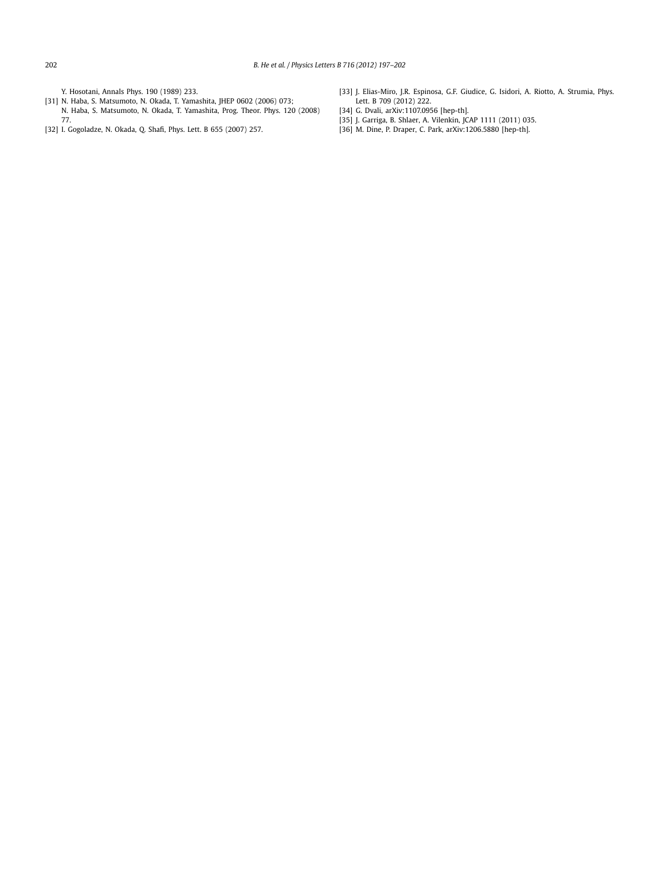Y. Hosotani, Annals Phys. 190 (1989) 233.

[31] N. Haba, S. Matsumoto, N. Okada, T. Yamashita, JHEP 0602 (2006) 073; N. Haba, S. Matsumoto, N. Okada, T. Yamashita, Prog. Theor. Phys. 120 (2008) 77.

[32] I. Gogoladze, N. Okada, Q. Shafi, Phys. Lett. B 655 (2007) 257.

[33] J. Elias-Miro, J.R. Espinosa, G.F. Giudice, G. Isidori, A. Riotto, A. Strumia, Phys. Lett. B 709 (2012) 222.

[34] G. Dvali, arXiv:1107.0956 [hep-th].

[35] J. Garriga, B. Shlaer, A. Vilenkin, JCAP 1111 (2011) 035.

[36] M. Dine, P. Draper, C. Park, arXiv:1206.5880 [hep-th].